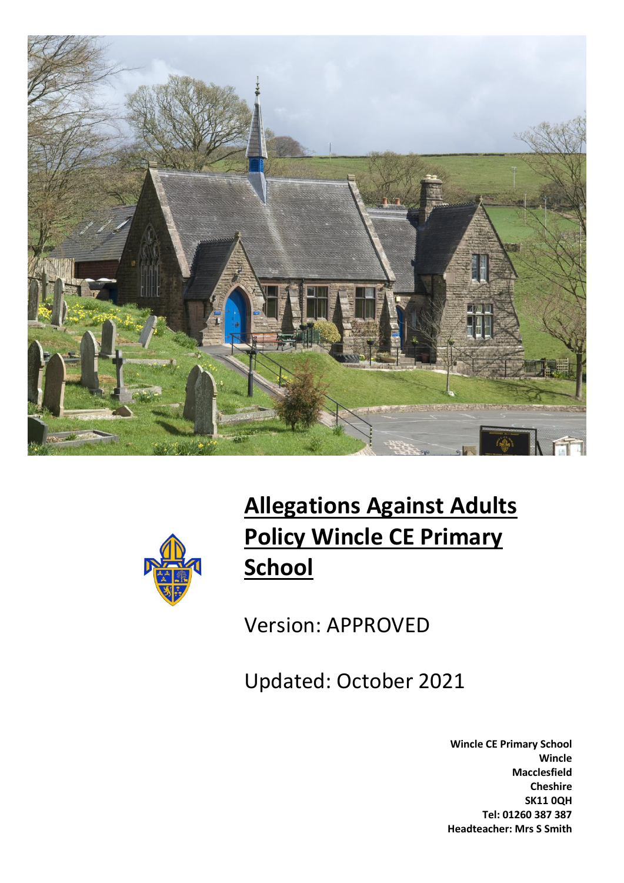# Allegations Against Adults Policy Wincle CE Primary School

Version: APPROVED

Updated: October 2021

**Wincle CE Primary School**
**Wincle**
**Macclesfield**
**Cheshire**
**SK11 0QH**
**Tel: 01260 387 387**
**Headteacher: Mrs S Smith**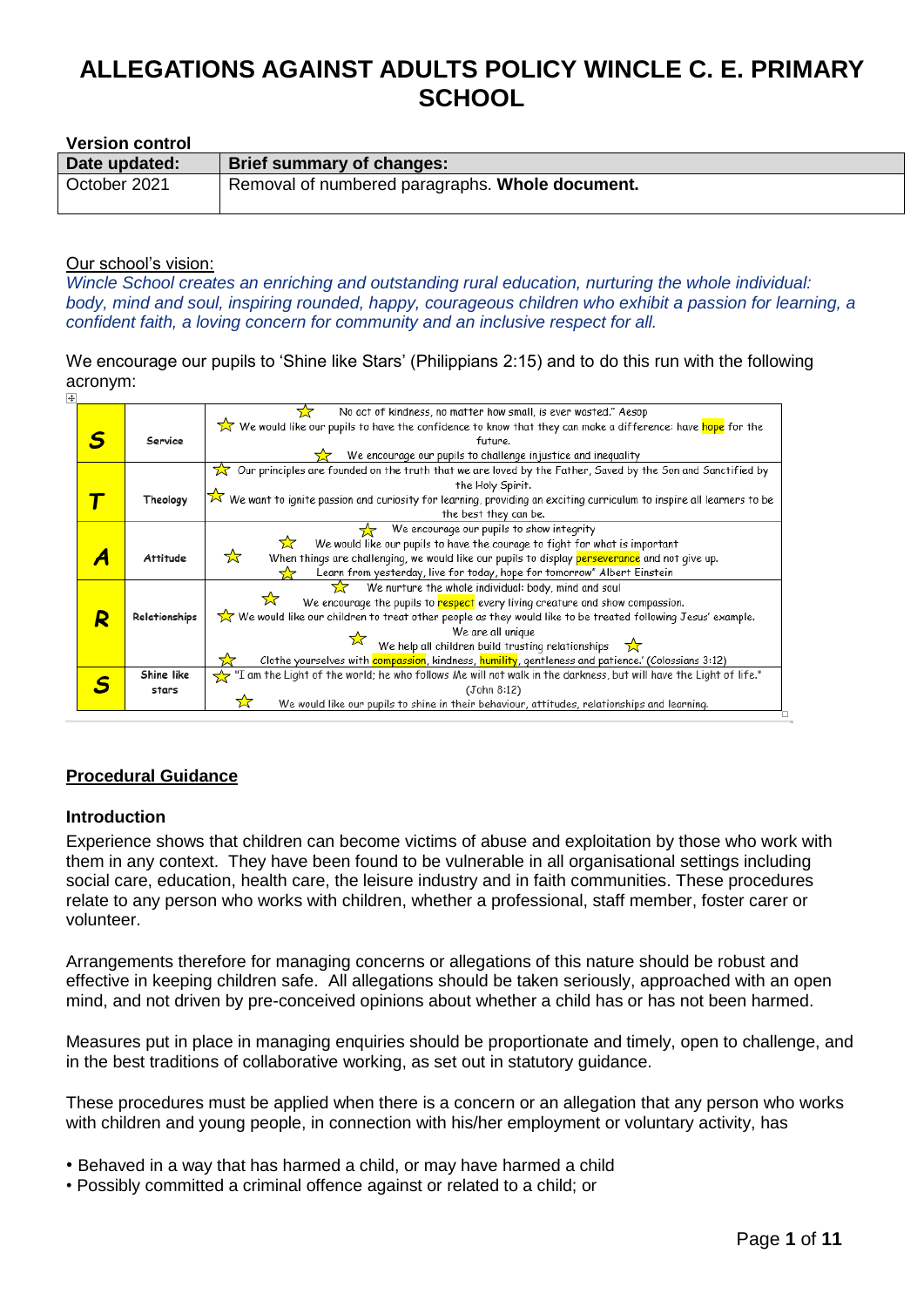# ALLEGATIONS AGAINST ADULTS POLICY WINCLE C. E. PRIMARY SCHOOL

**Version control**

| Date updated: | Brief summary of changes: |
|---|---|
| October 2021 | Removal of numbered paragraphs. **Whole document.** |

Our school's vision:

*Wincle School creates an enriching and outstanding rural education, nurturing the whole individual: body, mind and soul, inspiring rounded, happy, courageous children who exhibit a passion for learning, a confident faith, a loving concern for community and an inclusive respect for all.*

We encourage our pupils to 'Shine like Stars' (Philippians 2:15) and to do this run with the following acronym:

| | | |
|---|---|---|
| **S** | Service | ☆ No act of kindness, no matter how small, is ever wasted." Aesop<br>☆ We would like our pupils to have the confidence to know that they can make a difference: have hope for the future.<br>☆ We encourage our pupils to challenge injustice and inequality |
| **T** | Theology | ☆ Our principles are founded on the truth that we are loved by the Father, Saved by the Son and Sanctified by the Holy Spirit.<br>☆ We want to ignite passion and curiosity for learning, providing an exciting curriculum to inspire all learners to be the best they can be. |
| **A** | Attitude | ☆ We encourage our pupils to show integrity<br>☆ We would like our pupils to have the courage to fight for what is important<br>☆ When things are challenging, we would like our pupils to display perseverance and not give up.<br>☆ Learn from yesterday, live for today, hope for tomorrow" Albert Einstein |
| **R** | Relationships | ☆ We nurture the whole individual: body, mind and soul<br>☆ We encourage the pupils to respect every living creature and show compassion.<br>☆ We would like our children to treat other people as they would like to be treated following Jesus' example.<br>☆ We are all unique<br>We help all children build trusting relationships ☆<br>☆ Clothe yourselves with compassion, kindness, humility, gentleness and patience.' (Colossians 3:12) |
| **S** | Shine like stars | ☆ "I am the Light of the world; he who follows Me will not walk in the darkness, but will have the Light of life." (John 8:12)<br>☆ We would like our pupils to shine in their behaviour, attitudes, relationships and learning. |

## Procedural Guidance

### Introduction

Experience shows that children can become victims of abuse and exploitation by those who work with them in any context. They have been found to be vulnerable in all organisational settings including social care, education, health care, the leisure industry and in faith communities. These procedures relate to any person who works with children, whether a professional, staff member, foster carer or volunteer.

Arrangements therefore for managing concerns or allegations of this nature should be robust and effective in keeping children safe. All allegations should be taken seriously, approached with an open mind, and not driven by pre-conceived opinions about whether a child has or has not been harmed.

Measures put in place in managing enquiries should be proportionate and timely, open to challenge, and in the best traditions of collaborative working, as set out in statutory guidance.

These procedures must be applied when there is a concern or an allegation that any person who works with children and young people, in connection with his/her employment or voluntary activity, has

- Behaved in a way that has harmed a child, or may have harmed a child
- Possibly committed a criminal offence against or related to a child; or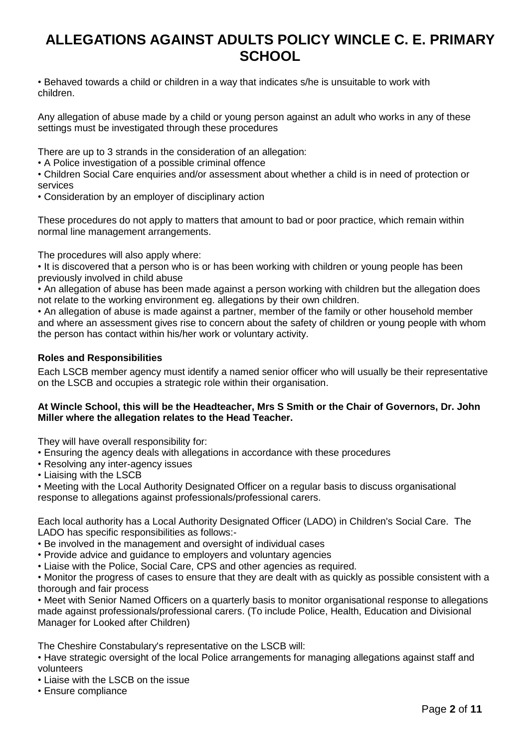# ALLEGATIONS AGAINST ADULTS POLICY WINCLE C. E. PRIMARY SCHOOL

• Behaved towards a child or children in a way that indicates s/he is unsuitable to work with children.

Any allegation of abuse made by a child or young person against an adult who works in any of these settings must be investigated through these procedures

There are up to 3 strands in the consideration of an allegation:
• A Police investigation of a possible criminal offence
• Children Social Care enquiries and/or assessment about whether a child is in need of protection or services
• Consideration by an employer of disciplinary action

These procedures do not apply to matters that amount to bad or poor practice, which remain within normal line management arrangements.

The procedures will also apply where:
• It is discovered that a person who is or has been working with children or young people has been previously involved in child abuse
• An allegation of abuse has been made against a person working with children but the allegation does not relate to the working environment eg. allegations by their own children.
• An allegation of abuse is made against a partner, member of the family or other household member and where an assessment gives rise to concern about the safety of children or young people with whom the person has contact within his/her work or voluntary activity.

**Roles and Responsibilities**

Each LSCB member agency must identify a named senior officer who will usually be their representative on the LSCB and occupies a strategic role within their organisation.

**At Wincle School, this will be the Headteacher, Mrs S Smith or the Chair of Governors, Dr. John Miller where the allegation relates to the Head Teacher.**

They will have overall responsibility for:
• Ensuring the agency deals with allegations in accordance with these procedures
• Resolving any inter-agency issues
• Liaising with the LSCB
• Meeting with the Local Authority Designated Officer on a regular basis to discuss organisational response to allegations against professionals/professional carers.

Each local authority has a Local Authority Designated Officer (LADO) in Children's Social Care. The LADO has specific responsibilities as follows:-
• Be involved in the management and oversight of individual cases
• Provide advice and guidance to employers and voluntary agencies
• Liaise with the Police, Social Care, CPS and other agencies as required.
• Monitor the progress of cases to ensure that they are dealt with as quickly as possible consistent with a thorough and fair process
• Meet with Senior Named Officers on a quarterly basis to monitor organisational response to allegations made against professionals/professional carers. (To include Police, Health, Education and Divisional Manager for Looked after Children)

The Cheshire Constabulary's representative on the LSCB will:
• Have strategic oversight of the local Police arrangements for managing allegations against staff and volunteers
• Liaise with the LSCB on the issue
• Ensure compliance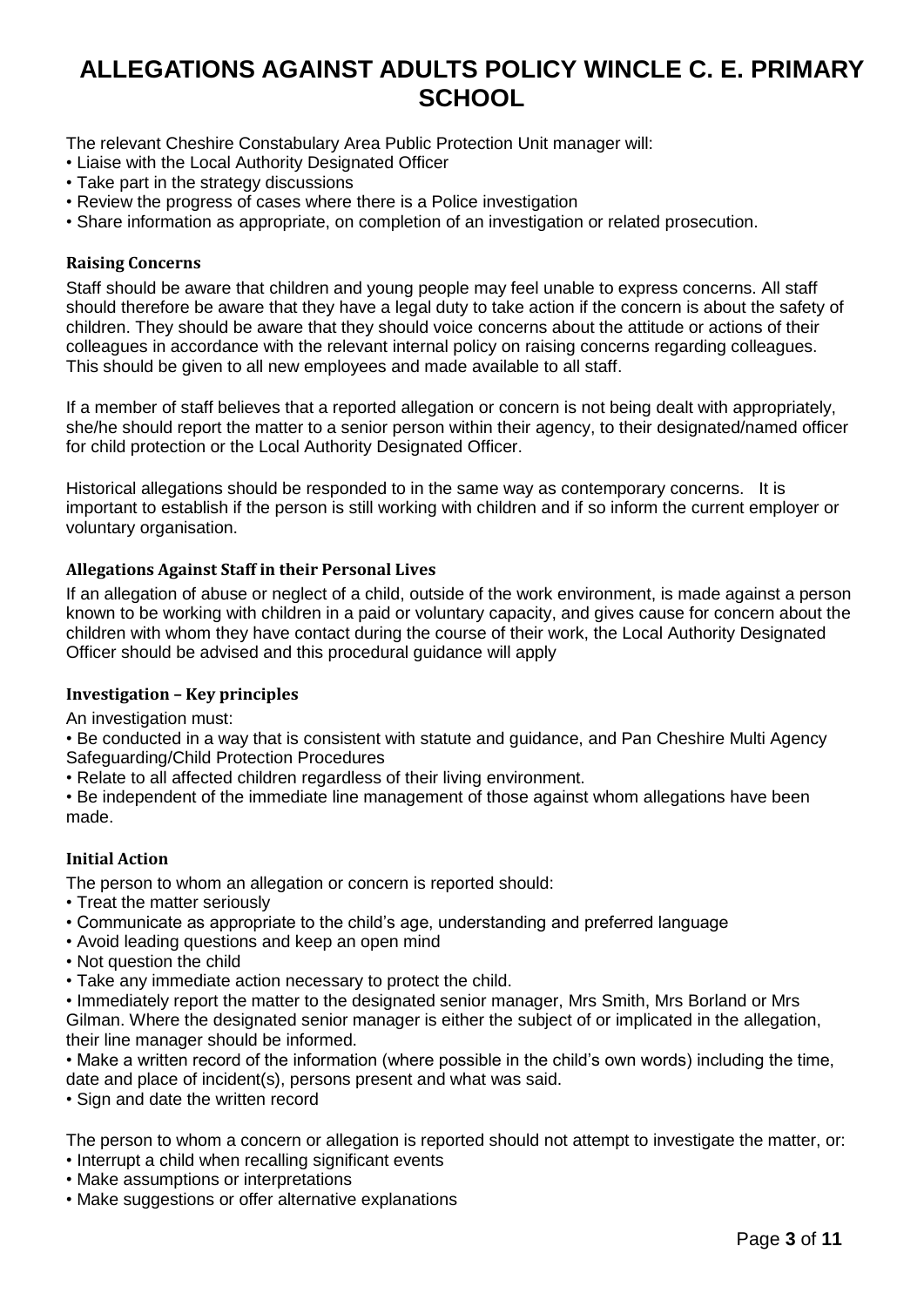# ALLEGATIONS AGAINST ADULTS POLICY WINCLE C. E. PRIMARY SCHOOL

The relevant Cheshire Constabulary Area Public Protection Unit manager will:

- Liaise with the Local Authority Designated Officer
- Take part in the strategy discussions
- Review the progress of cases where there is a Police investigation
- Share information as appropriate, on completion of an investigation or related prosecution.

### Raising Concerns

Staff should be aware that children and young people may feel unable to express concerns. All staff should therefore be aware that they have a legal duty to take action if the concern is about the safety of children. They should be aware that they should voice concerns about the attitude or actions of their colleagues in accordance with the relevant internal policy on raising concerns regarding colleagues. This should be given to all new employees and made available to all staff.

If a member of staff believes that a reported allegation or concern is not being dealt with appropriately, she/he should report the matter to a senior person within their agency, to their designated/named officer for child protection or the Local Authority Designated Officer.

Historical allegations should be responded to in the same way as contemporary concerns. It is important to establish if the person is still working with children and if so inform the current employer or voluntary organisation.

### Allegations Against Staff in their Personal Lives

If an allegation of abuse or neglect of a child, outside of the work environment, is made against a person known to be working with children in a paid or voluntary capacity, and gives cause for concern about the children with whom they have contact during the course of their work, the Local Authority Designated Officer should be advised and this procedural guidance will apply

### Investigation – Key principles

An investigation must:

- Be conducted in a way that is consistent with statute and guidance, and Pan Cheshire Multi Agency Safeguarding/Child Protection Procedures
- Relate to all affected children regardless of their living environment.
- Be independent of the immediate line management of those against whom allegations have been made.

### Initial Action

The person to whom an allegation or concern is reported should:

- Treat the matter seriously
- Communicate as appropriate to the child's age, understanding and preferred language
- Avoid leading questions and keep an open mind
- Not question the child
- Take any immediate action necessary to protect the child.
- Immediately report the matter to the designated senior manager, Mrs Smith, Mrs Borland or Mrs Gilman. Where the designated senior manager is either the subject of or implicated in the allegation, their line manager should be informed.
- Make a written record of the information (where possible in the child's own words) including the time, date and place of incident(s), persons present and what was said.
- Sign and date the written record

The person to whom a concern or allegation is reported should not attempt to investigate the matter, or:

- Interrupt a child when recalling significant events
- Make assumptions or interpretations
- Make suggestions or offer alternative explanations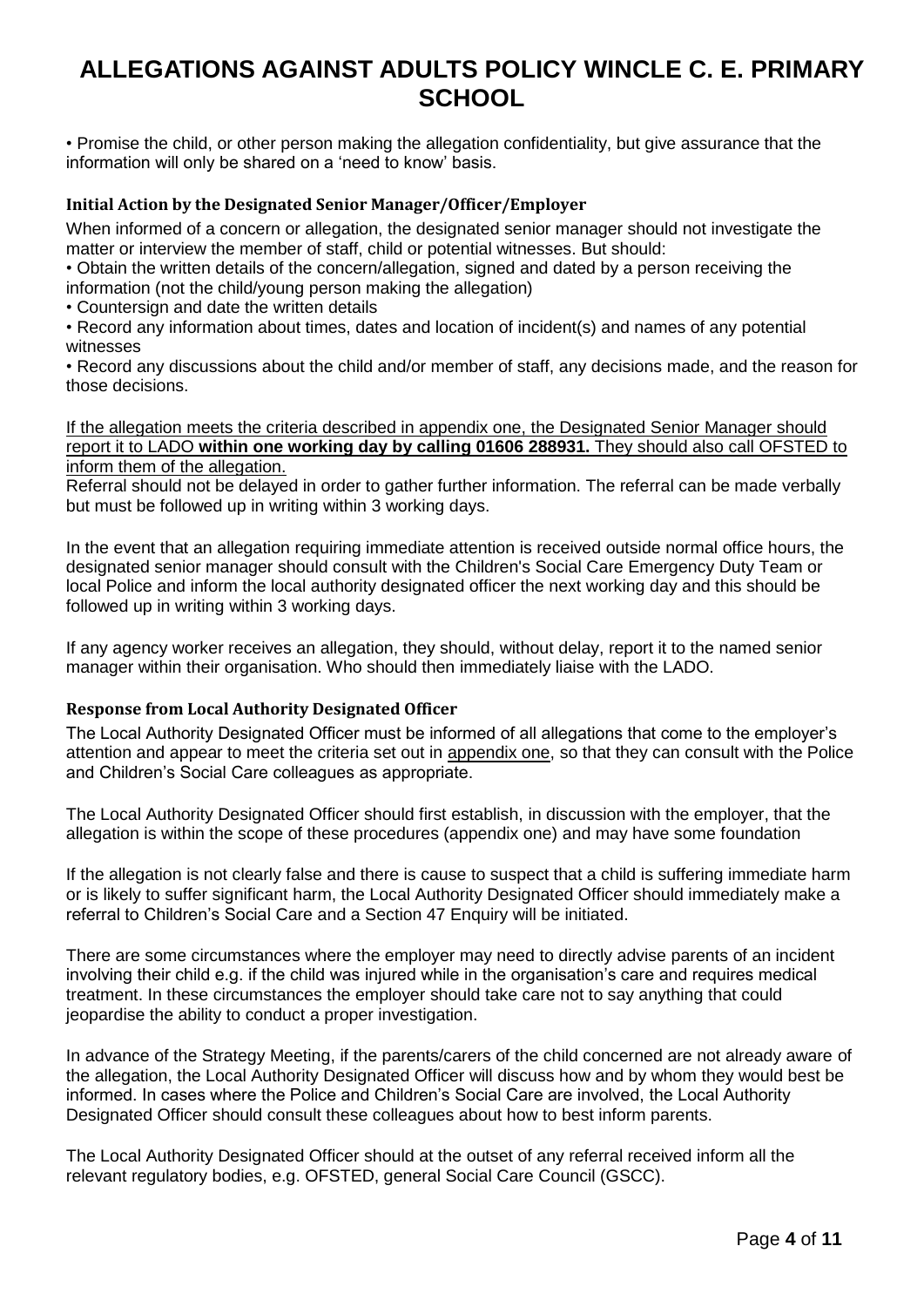• Promise the child, or other person making the allegation confidentiality, but give assurance that the information will only be shared on a 'need to know' basis.

### Initial Action by the Designated Senior Manager/Officer/Employer

When informed of a concern or allegation, the designated senior manager should not investigate the matter or interview the member of staff, child or potential witnesses. But should:

• Obtain the written details of the concern/allegation, signed and dated by a person receiving the information (not the child/young person making the allegation)

• Countersign and date the written details

• Record any information about times, dates and location of incident(s) and names of any potential witnesses

• Record any discussions about the child and/or member of staff, any decisions made, and the reason for those decisions.

<u>If the allegation meets the criteria described in appendix one, the Designated Senior Manager should report it to LADO **within one working day by calling 01606 288931.** They should also call OFSTED to inform them of the allegation.</u>

Referral should not be delayed in order to gather further information. The referral can be made verbally but must be followed up in writing within 3 working days.

In the event that an allegation requiring immediate attention is received outside normal office hours, the designated senior manager should consult with the Children's Social Care Emergency Duty Team or local Police and inform the local authority designated officer the next working day and this should be followed up in writing within 3 working days.

If any agency worker receives an allegation, they should, without delay, report it to the named senior manager within their organisation. Who should then immediately liaise with the LADO.

### Response from Local Authority Designated Officer

The Local Authority Designated Officer must be informed of all allegations that come to the employer's attention and appear to meet the criteria set out in <u>appendix one</u>, so that they can consult with the Police and Children's Social Care colleagues as appropriate.

The Local Authority Designated Officer should first establish, in discussion with the employer, that the allegation is within the scope of these procedures (appendix one) and may have some foundation

If the allegation is not clearly false and there is cause to suspect that a child is suffering immediate harm or is likely to suffer significant harm, the Local Authority Designated Officer should immediately make a referral to Children's Social Care and a Section 47 Enquiry will be initiated.

There are some circumstances where the employer may need to directly advise parents of an incident involving their child e.g. if the child was injured while in the organisation's care and requires medical treatment. In these circumstances the employer should take care not to say anything that could jeopardise the ability to conduct a proper investigation.

In advance of the Strategy Meeting, if the parents/carers of the child concerned are not already aware of the allegation, the Local Authority Designated Officer will discuss how and by whom they would best be informed. In cases where the Police and Children's Social Care are involved, the Local Authority Designated Officer should consult these colleagues about how to best inform parents.

The Local Authority Designated Officer should at the outset of any referral received inform all the relevant regulatory bodies, e.g. OFSTED, general Social Care Council (GSCC).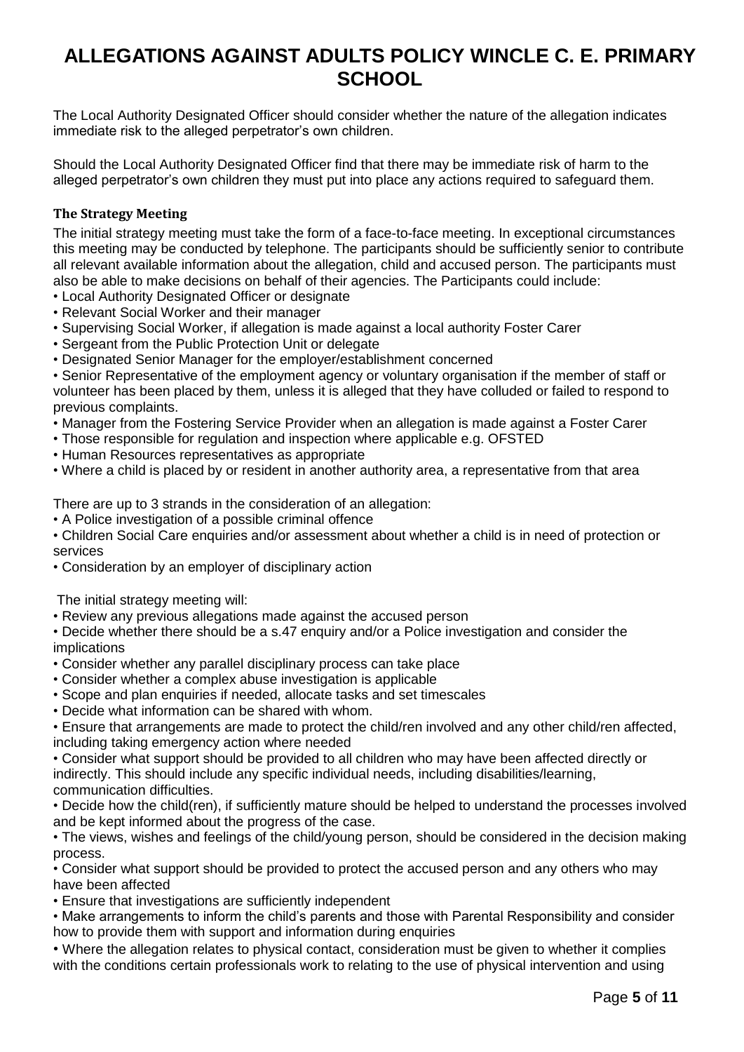The Local Authority Designated Officer should consider whether the nature of the allegation indicates immediate risk to the alleged perpetrator's own children.

Should the Local Authority Designated Officer find that there may be immediate risk of harm to the alleged perpetrator's own children they must put into place any actions required to safeguard them.

### The Strategy Meeting

The initial strategy meeting must take the form of a face-to-face meeting. In exceptional circumstances this meeting may be conducted by telephone. The participants should be sufficiently senior to contribute all relevant available information about the allegation, child and accused person. The participants must also be able to make decisions on behalf of their agencies. The Participants could include:

- Local Authority Designated Officer or designate
- Relevant Social Worker and their manager
- Supervising Social Worker, if allegation is made against a local authority Foster Carer
- Sergeant from the Public Protection Unit or delegate
- Designated Senior Manager for the employer/establishment concerned
- Senior Representative of the employment agency or voluntary organisation if the member of staff or volunteer has been placed by them, unless it is alleged that they have colluded or failed to respond to previous complaints.
- Manager from the Fostering Service Provider when an allegation is made against a Foster Carer
- Those responsible for regulation and inspection where applicable e.g. OFSTED
- Human Resources representatives as appropriate
- Where a child is placed by or resident in another authority area, a representative from that area

There are up to 3 strands in the consideration of an allegation:

- A Police investigation of a possible criminal offence
- Children Social Care enquiries and/or assessment about whether a child is in need of protection or services
- Consideration by an employer of disciplinary action

The initial strategy meeting will:

- Review any previous allegations made against the accused person
- Decide whether there should be a s.47 enquiry and/or a Police investigation and consider the implications
- Consider whether any parallel disciplinary process can take place
- Consider whether a complex abuse investigation is applicable
- Scope and plan enquiries if needed, allocate tasks and set timescales
- Decide what information can be shared with whom.
- Ensure that arrangements are made to protect the child/ren involved and any other child/ren affected, including taking emergency action where needed
- Consider what support should be provided to all children who may have been affected directly or indirectly. This should include any specific individual needs, including disabilities/learning, communication difficulties.
- Decide how the child(ren), if sufficiently mature should be helped to understand the processes involved and be kept informed about the progress of the case.
- The views, wishes and feelings of the child/young person, should be considered in the decision making process.
- Consider what support should be provided to protect the accused person and any others who may have been affected
- Ensure that investigations are sufficiently independent
- Make arrangements to inform the child's parents and those with Parental Responsibility and consider how to provide them with support and information during enquiries
- Where the allegation relates to physical contact, consideration must be given to whether it complies with the conditions certain professionals work to relating to the use of physical intervention and using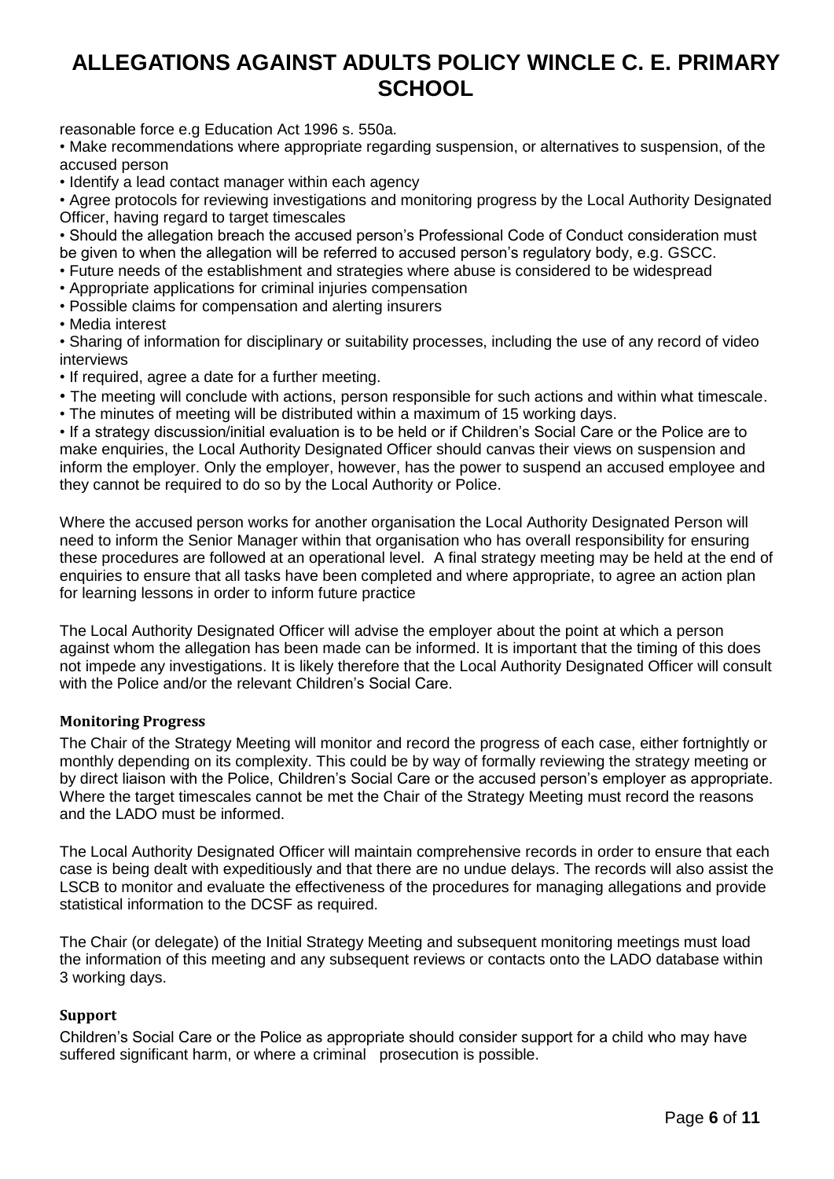reasonable force e.g Education Act 1996 s. 550a.

- Make recommendations where appropriate regarding suspension, or alternatives to suspension, of the accused person
- Identify a lead contact manager within each agency
- Agree protocols for reviewing investigations and monitoring progress by the Local Authority Designated Officer, having regard to target timescales
- Should the allegation breach the accused person's Professional Code of Conduct consideration must be given to when the allegation will be referred to accused person's regulatory body, e.g. GSCC.
- Future needs of the establishment and strategies where abuse is considered to be widespread
- Appropriate applications for criminal injuries compensation
- Possible claims for compensation and alerting insurers
- Media interest
- Sharing of information for disciplinary or suitability processes, including the use of any record of video interviews
- If required, agree a date for a further meeting.
- The meeting will conclude with actions, person responsible for such actions and within what timescale.
- The minutes of meeting will be distributed within a maximum of 15 working days.
- If a strategy discussion/initial evaluation is to be held or if Children's Social Care or the Police are to make enquiries, the Local Authority Designated Officer should canvas their views on suspension and inform the employer. Only the employer, however, has the power to suspend an accused employee and they cannot be required to do so by the Local Authority or Police.

Where the accused person works for another organisation the Local Authority Designated Person will need to inform the Senior Manager within that organisation who has overall responsibility for ensuring these procedures are followed at an operational level. A final strategy meeting may be held at the end of enquiries to ensure that all tasks have been completed and where appropriate, to agree an action plan for learning lessons in order to inform future practice

The Local Authority Designated Officer will advise the employer about the point at which a person against whom the allegation has been made can be informed. It is important that the timing of this does not impede any investigations. It is likely therefore that the Local Authority Designated Officer will consult with the Police and/or the relevant Children's Social Care.

### Monitoring Progress

The Chair of the Strategy Meeting will monitor and record the progress of each case, either fortnightly or monthly depending on its complexity. This could be by way of formally reviewing the strategy meeting or by direct liaison with the Police, Children's Social Care or the accused person's employer as appropriate. Where the target timescales cannot be met the Chair of the Strategy Meeting must record the reasons and the LADO must be informed.

The Local Authority Designated Officer will maintain comprehensive records in order to ensure that each case is being dealt with expeditiously and that there are no undue delays. The records will also assist the LSCB to monitor and evaluate the effectiveness of the procedures for managing allegations and provide statistical information to the DCSF as required.

The Chair (or delegate) of the Initial Strategy Meeting and subsequent monitoring meetings must load the information of this meeting and any subsequent reviews or contacts onto the LADO database within 3 working days.

### Support

Children's Social Care or the Police as appropriate should consider support for a child who may have suffered significant harm, or where a criminal prosecution is possible.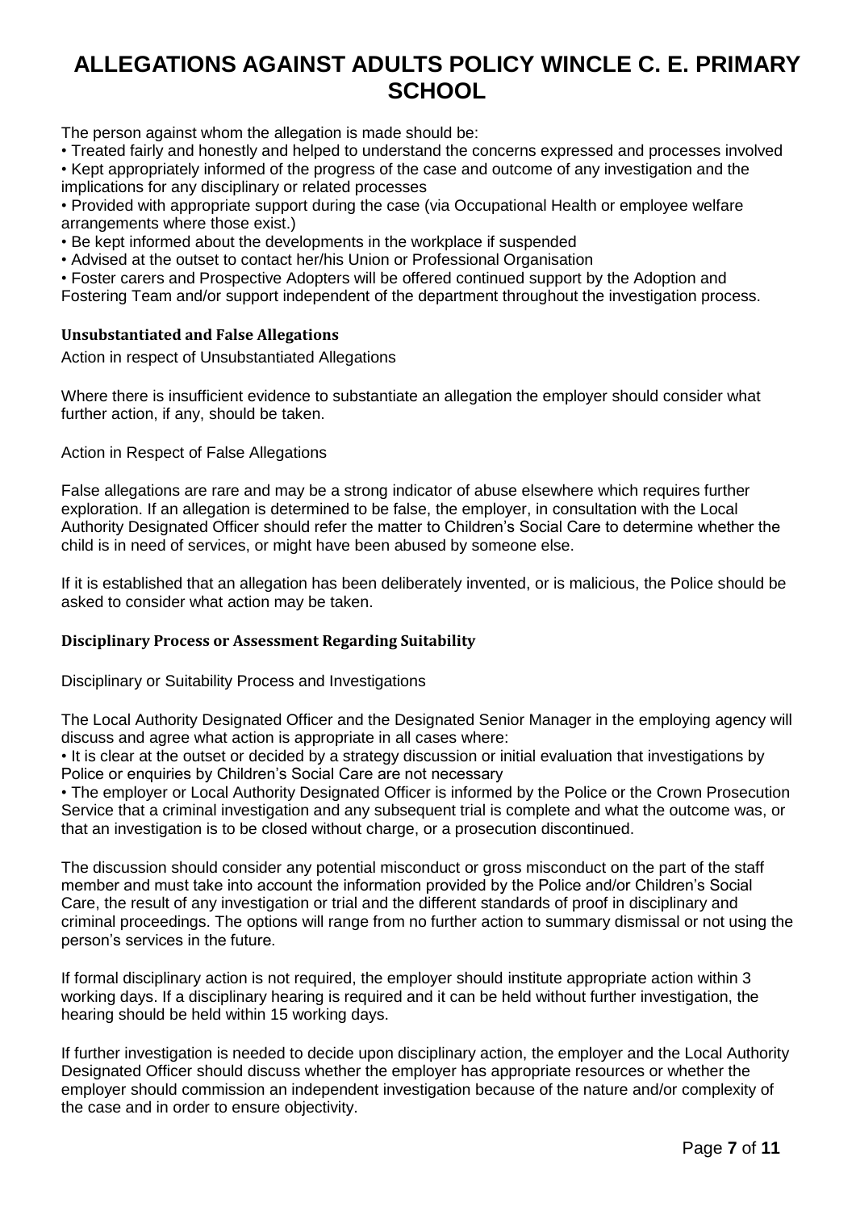The person against whom the allegation is made should be:

- Treated fairly and honestly and helped to understand the concerns expressed and processes involved
- Kept appropriately informed of the progress of the case and outcome of any investigation and the implications for any disciplinary or related processes
- Provided with appropriate support during the case (via Occupational Health or employee welfare arrangements where those exist.)
- Be kept informed about the developments in the workplace if suspended
- Advised at the outset to contact her/his Union or Professional Organisation
- Foster carers and Prospective Adopters will be offered continued support by the Adoption and Fostering Team and/or support independent of the department throughout the investigation process.

**Unsubstantiated and False Allegations**

Action in respect of Unsubstantiated Allegations

Where there is insufficient evidence to substantiate an allegation the employer should consider what further action, if any, should be taken.

Action in Respect of False Allegations

False allegations are rare and may be a strong indicator of abuse elsewhere which requires further exploration. If an allegation is determined to be false, the employer, in consultation with the Local Authority Designated Officer should refer the matter to Children's Social Care to determine whether the child is in need of services, or might have been abused by someone else.

If it is established that an allegation has been deliberately invented, or is malicious, the Police should be asked to consider what action may be taken.

**Disciplinary Process or Assessment Regarding Suitability**

Disciplinary or Suitability Process and Investigations

The Local Authority Designated Officer and the Designated Senior Manager in the employing agency will discuss and agree what action is appropriate in all cases where:

- It is clear at the outset or decided by a strategy discussion or initial evaluation that investigations by Police or enquiries by Children's Social Care are not necessary
- The employer or Local Authority Designated Officer is informed by the Police or the Crown Prosecution Service that a criminal investigation and any subsequent trial is complete and what the outcome was, or that an investigation is to be closed without charge, or a prosecution discontinued.

The discussion should consider any potential misconduct or gross misconduct on the part of the staff member and must take into account the information provided by the Police and/or Children's Social Care, the result of any investigation or trial and the different standards of proof in disciplinary and criminal proceedings. The options will range from no further action to summary dismissal or not using the person's services in the future.

If formal disciplinary action is not required, the employer should institute appropriate action within 3 working days. If a disciplinary hearing is required and it can be held without further investigation, the hearing should be held within 15 working days.

If further investigation is needed to decide upon disciplinary action, the employer and the Local Authority Designated Officer should discuss whether the employer has appropriate resources or whether the employer should commission an independent investigation because of the nature and/or complexity of the case and in order to ensure objectivity.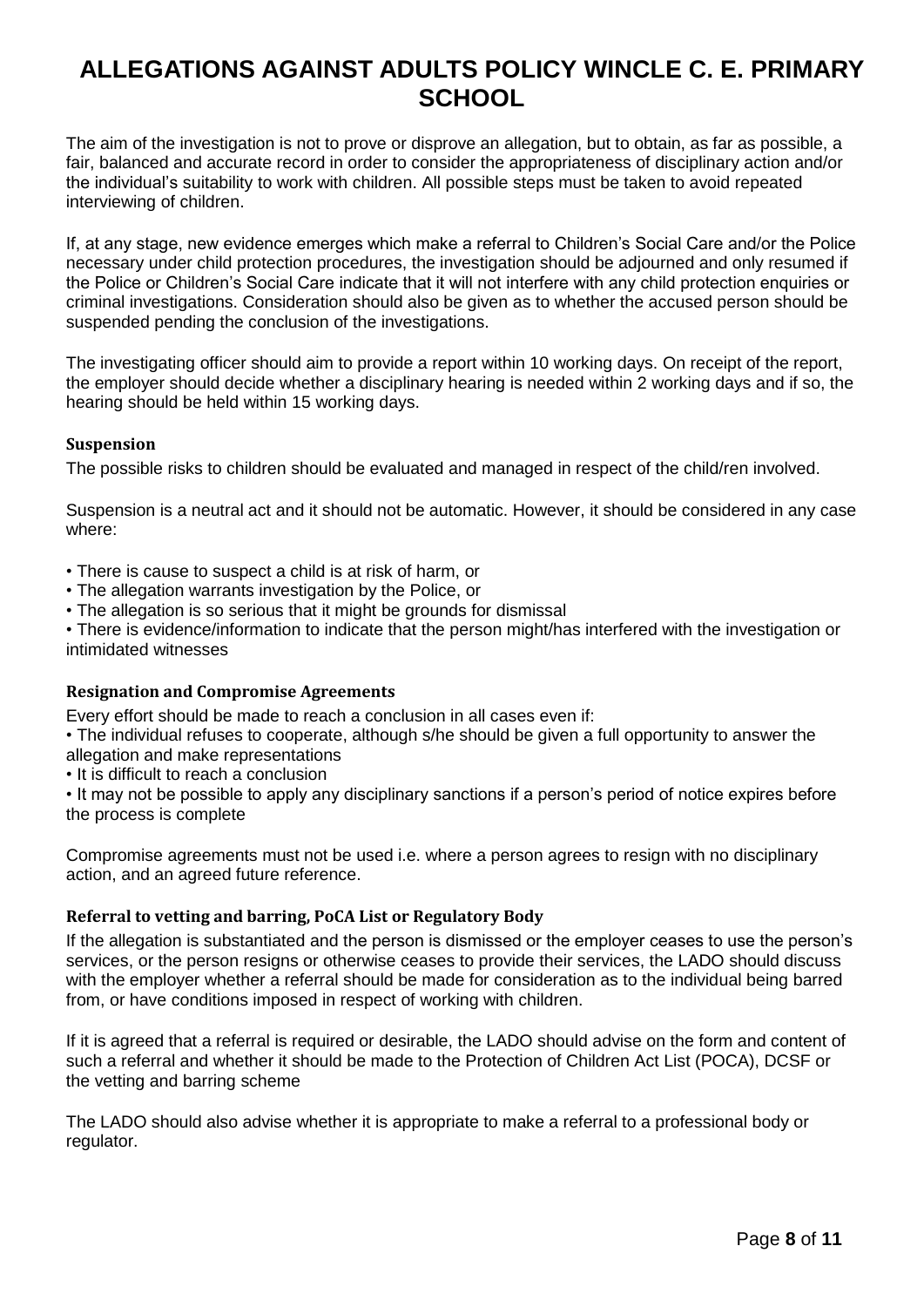# ALLEGATIONS AGAINST ADULTS POLICY WINCLE C. E. PRIMARY SCHOOL

The aim of the investigation is not to prove or disprove an allegation, but to obtain, as far as possible, a fair, balanced and accurate record in order to consider the appropriateness of disciplinary action and/or the individual's suitability to work with children. All possible steps must be taken to avoid repeated interviewing of children.

If, at any stage, new evidence emerges which make a referral to Children's Social Care and/or the Police necessary under child protection procedures, the investigation should be adjourned and only resumed if the Police or Children's Social Care indicate that it will not interfere with any child protection enquiries or criminal investigations. Consideration should also be given as to whether the accused person should be suspended pending the conclusion of the investigations.

The investigating officer should aim to provide a report within 10 working days. On receipt of the report, the employer should decide whether a disciplinary hearing is needed within 2 working days and if so, the hearing should be held within 15 working days.

### Suspension

The possible risks to children should be evaluated and managed in respect of the child/ren involved.

Suspension is a neutral act and it should not be automatic. However, it should be considered in any case where:

- There is cause to suspect a child is at risk of harm, or
- The allegation warrants investigation by the Police, or
- The allegation is so serious that it might be grounds for dismissal
- There is evidence/information to indicate that the person might/has interfered with the investigation or intimidated witnesses

### Resignation and Compromise Agreements

Every effort should be made to reach a conclusion in all cases even if:

- The individual refuses to cooperate, although s/he should be given a full opportunity to answer the allegation and make representations
- It is difficult to reach a conclusion
- It may not be possible to apply any disciplinary sanctions if a person's period of notice expires before the process is complete

Compromise agreements must not be used i.e. where a person agrees to resign with no disciplinary action, and an agreed future reference.

### Referral to vetting and barring, PoCA List or Regulatory Body

If the allegation is substantiated and the person is dismissed or the employer ceases to use the person's services, or the person resigns or otherwise ceases to provide their services, the LADO should discuss with the employer whether a referral should be made for consideration as to the individual being barred from, or have conditions imposed in respect of working with children.

If it is agreed that a referral is required or desirable, the LADO should advise on the form and content of such a referral and whether it should be made to the Protection of Children Act List (POCA), DCSF or the vetting and barring scheme

The LADO should also advise whether it is appropriate to make a referral to a professional body or regulator.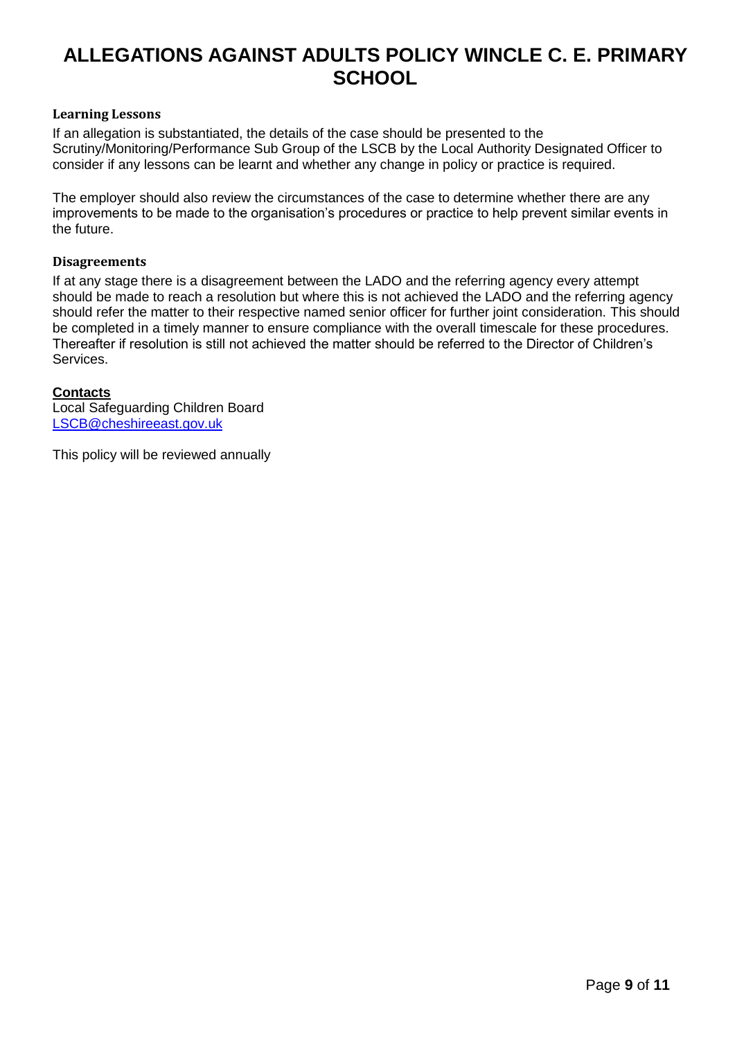### Learning Lessons

If an allegation is substantiated, the details of the case should be presented to the Scrutiny/Monitoring/Performance Sub Group of the LSCB by the Local Authority Designated Officer to consider if any lessons can be learnt and whether any change in policy or practice is required.

The employer should also review the circumstances of the case to determine whether there are any improvements to be made to the organisation's procedures or practice to help prevent similar events in the future.

### Disagreements

If at any stage there is a disagreement between the LADO and the referring agency every attempt should be made to reach a resolution but where this is not achieved the LADO and the referring agency should refer the matter to their respective named senior officer for further joint consideration. This should be completed in a timely manner to ensure compliance with the overall timescale for these procedures. Thereafter if resolution is still not achieved the matter should be referred to the Director of Children's Services.

**Contacts**

Local Safeguarding Children Board
LSCB@cheshireeast.gov.uk

This policy will be reviewed annually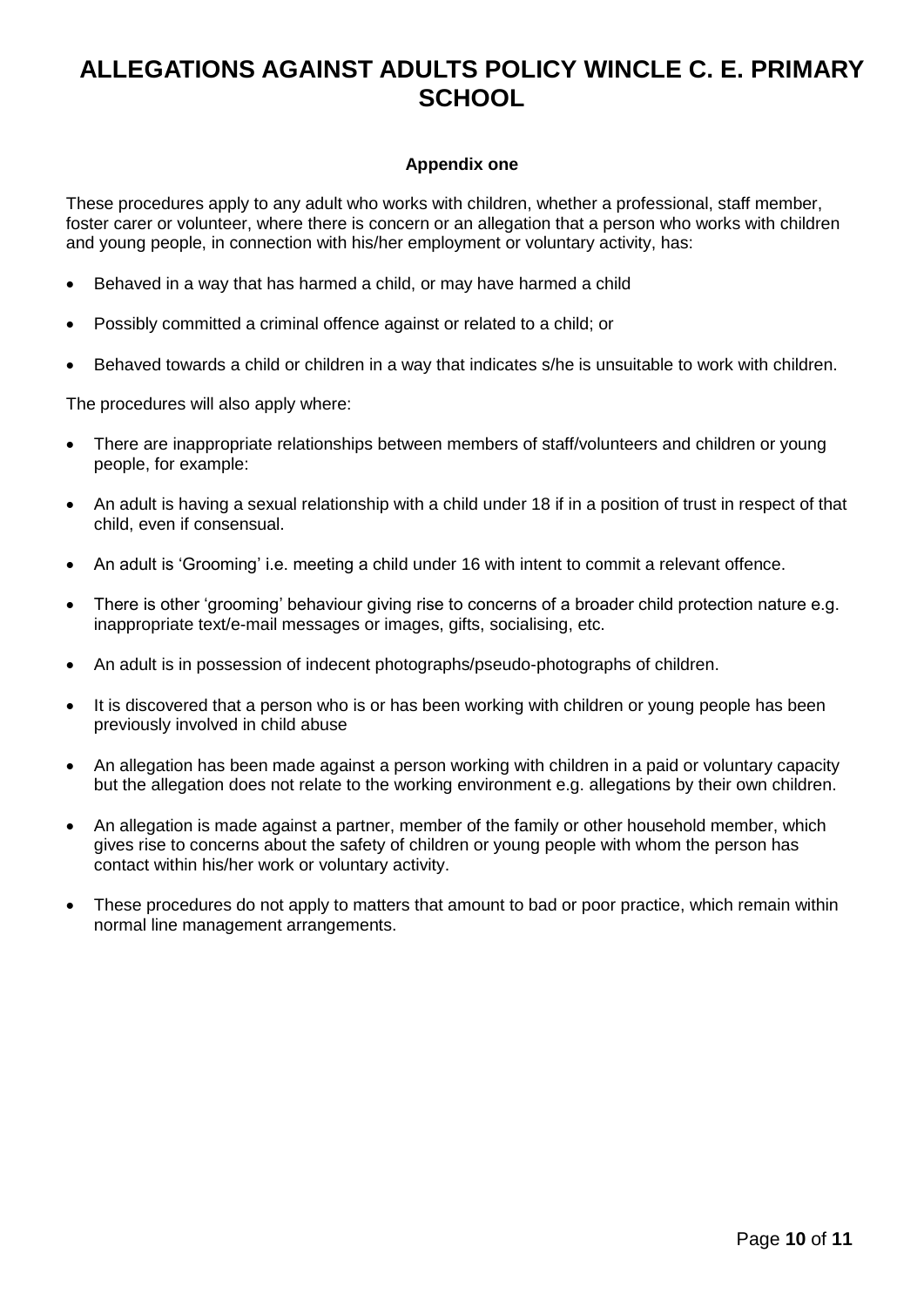# ALLEGATIONS AGAINST ADULTS POLICY WINCLE C. E. PRIMARY SCHOOL

**Appendix one**

These procedures apply to any adult who works with children, whether a professional, staff member, foster carer or volunteer, where there is concern or an allegation that a person who works with children and young people, in connection with his/her employment or voluntary activity, has:

- Behaved in a way that has harmed a child, or may have harmed a child
- Possibly committed a criminal offence against or related to a child; or
- Behaved towards a child or children in a way that indicates s/he is unsuitable to work with children.

The procedures will also apply where:

- There are inappropriate relationships between members of staff/volunteers and children or young people, for example:
- An adult is having a sexual relationship with a child under 18 if in a position of trust in respect of that child, even if consensual.
- An adult is 'Grooming' i.e. meeting a child under 16 with intent to commit a relevant offence.
- There is other 'grooming' behaviour giving rise to concerns of a broader child protection nature e.g. inappropriate text/e-mail messages or images, gifts, socialising, etc.
- An adult is in possession of indecent photographs/pseudo-photographs of children.
- It is discovered that a person who is or has been working with children or young people has been previously involved in child abuse
- An allegation has been made against a person working with children in a paid or voluntary capacity but the allegation does not relate to the working environment e.g. allegations by their own children.
- An allegation is made against a partner, member of the family or other household member, which gives rise to concerns about the safety of children or young people with whom the person has contact within his/her work or voluntary activity.
- These procedures do not apply to matters that amount to bad or poor practice, which remain within normal line management arrangements.